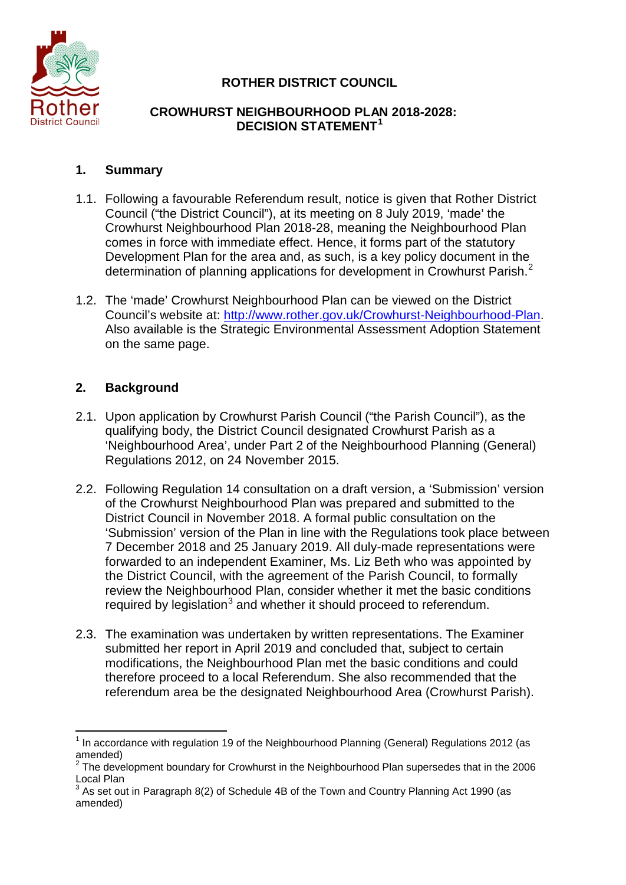# ROTHER DISTRICT COUNCIL

## CROWHURST NEIGHBOURHOOD PLAN 2018-2028: DECISION STATEMENT[1]

### 1. Summary

1.1. Following a favourable Referendum result, notice is given that Rother District Council ("the District Council"), at its meeting on 8 July 2019, 'made' the Crowhurst Neighbourhood Plan 2018-28, meaning the Neighbourhood Plan comes in force with immediate effect. Hence, it forms part of the statutory Development Plan for the area and, as such, is a key policy document in the determination of planning applications for development in Crowhurst Parish.[2]

1.2. The 'made' Crowhurst Neighbourhood Plan can be viewed on the District Council's website at: http://www.rother.gov.uk/Crowhurst-Neighbourhood-Plan. Also available is the Strategic Environmental Assessment Adoption Statement on the same page.

### 2. Background

2.1. Upon application by Crowhurst Parish Council ("the Parish Council"), as the qualifying body, the District Council designated Crowhurst Parish as a 'Neighbourhood Area', under Part 2 of the Neighbourhood Planning (General) Regulations 2012, on 24 November 2015.

2.2. Following Regulation 14 consultation on a draft version, a 'Submission' version of the Crowhurst Neighbourhood Plan was prepared and submitted to the District Council in November 2018. A formal public consultation on the 'Submission' version of the Plan in line with the Regulations took place between 7 December 2018 and 25 January 2019. All duly-made representations were forwarded to an independent Examiner, Ms. Liz Beth who was appointed by the District Council, with the agreement of the Parish Council, to formally review the Neighbourhood Plan, consider whether it met the basic conditions required by legislation[3] and whether it should proceed to referendum.

2.3. The examination was undertaken by written representations. The Examiner submitted her report in April 2019 and concluded that, subject to certain modifications, the Neighbourhood Plan met the basic conditions and could therefore proceed to a local Referendum. She also recommended that the referendum area be the designated Neighbourhood Area (Crowhurst Parish).

---

[1] In accordance with regulation 19 of the Neighbourhood Planning (General) Regulations 2012 (as amended)

[2] The development boundary for Crowhurst in the Neighbourhood Plan supersedes that in the 2006 Local Plan

[3] As set out in Paragraph 8(2) of Schedule 4B of the Town and Country Planning Act 1990 (as amended)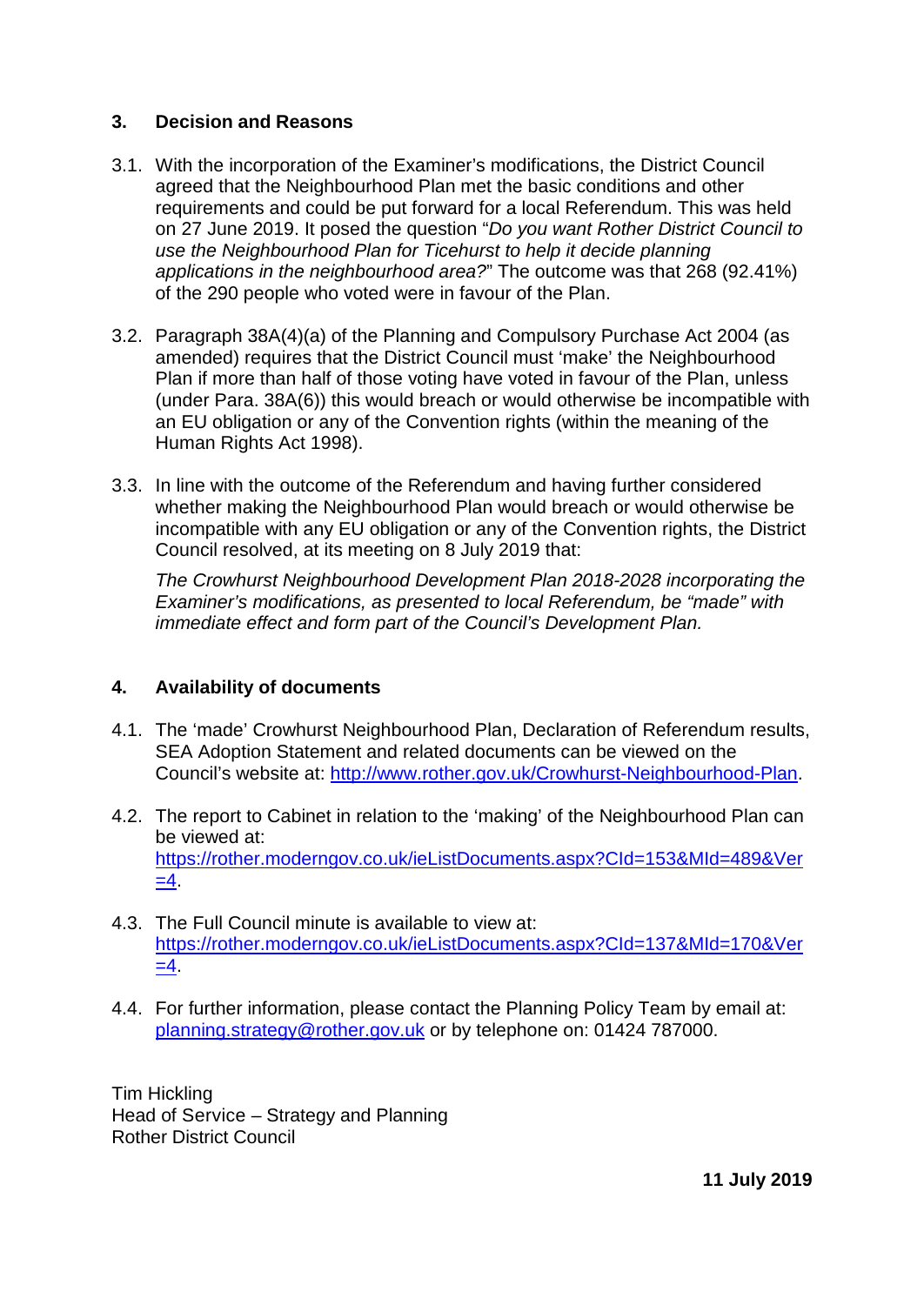## 3. Decision and Reasons

3.1. With the incorporation of the Examiner's modifications, the District Council agreed that the Neighbourhood Plan met the basic conditions and other requirements and could be put forward for a local Referendum. This was held on 27 June 2019. It posed the question "*Do you want Rother District Council to use the Neighbourhood Plan for Ticehurst to help it decide planning applications in the neighbourhood area?*" The outcome was that 268 (92.41%) of the 290 people who voted were in favour of the Plan.

3.2. Paragraph 38A(4)(a) of the Planning and Compulsory Purchase Act 2004 (as amended) requires that the District Council must 'make' the Neighbourhood Plan if more than half of those voting have voted in favour of the Plan, unless (under Para. 38A(6)) this would breach or would otherwise be incompatible with an EU obligation or any of the Convention rights (within the meaning of the Human Rights Act 1998).

3.3. In line with the outcome of the Referendum and having further considered whether making the Neighbourhood Plan would breach or would otherwise be incompatible with any EU obligation or any of the Convention rights, the District Council resolved, at its meeting on 8 July 2019 that:

*The Crowhurst Neighbourhood Development Plan 2018-2028 incorporating the Examiner's modifications, as presented to local Referendum, be "made" with immediate effect and form part of the Council's Development Plan.*

## 4. Availability of documents

4.1. The 'made' Crowhurst Neighbourhood Plan, Declaration of Referendum results, SEA Adoption Statement and related documents can be viewed on the Council's website at: http://www.rother.gov.uk/Crowhurst-Neighbourhood-Plan.

4.2. The report to Cabinet in relation to the 'making' of the Neighbourhood Plan can be viewed at: https://rother.moderngov.co.uk/ieListDocuments.aspx?CId=153&MId=489&Ver=4.

4.3. The Full Council minute is available to view at: https://rother.moderngov.co.uk/ieListDocuments.aspx?CId=137&MId=170&Ver=4.

4.4. For further information, please contact the Planning Policy Team by email at: planning.strategy@rother.gov.uk or by telephone on: 01424 787000.

Tim Hickling
Head of Service – Strategy and Planning
Rother District Council

**11 July 2019**